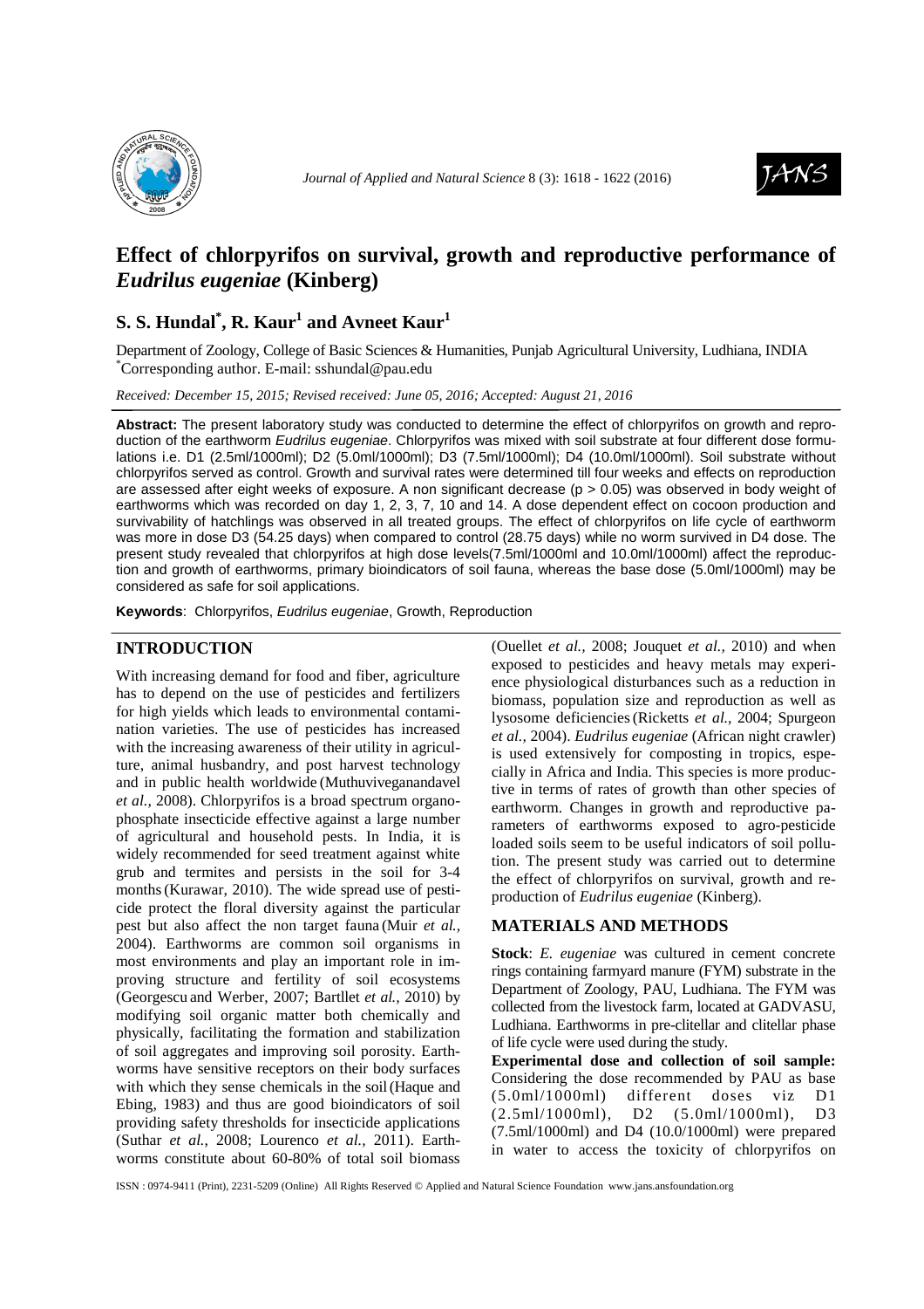# Effect of chlorpyrifos on survival, growth and reproductive performance of *Eudrilus eugeniae* (Kinberg)

**S. S. Hundal[*], R. Kaur[1] and Avneet Kaur[1]**

Department of Zoology, College of Basic Sciences & Humanities, Punjab Agricultural University, Ludhiana, INDIA
[*]Corresponding author. E-mail: sshundal@pau.edu

*Received: December 15, 2015; Revised received: June 05, 2016; Accepted: August 21, 2016*

**Abstract:** The present laboratory study was conducted to determine the effect of chlorpyrifos on growth and reproduction of the earthworm *Eudrilus eugeniae*. Chlorpyrifos was mixed with soil substrate at four different dose formulations i.e. D1 (2.5ml/1000ml); D2 (5.0ml/1000ml); D3 (7.5ml/1000ml); D4 (10.0ml/1000ml). Soil substrate without chlorpyrifos served as control. Growth and survival rates were determined till four weeks and effects on reproduction are assessed after eight weeks of exposure. A non significant decrease ($p > 0.05$) was observed in body weight of earthworms which was recorded on day 1, 2, 3, 7, 10 and 14. A dose dependent effect on cocoon production and survivability of hatchlings was observed in all treated groups. The effect of chlorpyrifos on life cycle of earthworm was more in dose D3 (54.25 days) when compared to control (28.75 days) while no worm survived in D4 dose. The present study revealed that chlorpyrifos at high dose levels(7.5ml/1000ml and 10.0ml/1000ml) affect the reproduction and growth of earthworms, primary bioindicators of soil fauna, whereas the base dose (5.0ml/1000ml) may be considered as safe for soil applications.

**Keywords**: Chlorpyrifos, *Eudrilus eugeniae*, Growth, Reproduction

## INTRODUCTION

With increasing demand for food and fiber, agriculture has to depend on the use of pesticides and fertilizers for high yields which leads to environmental contamination varieties. The use of pesticides has increased with the increasing awareness of their utility in agriculture, animal husbandry, and post harvest technology and in public health worldwide (Muthuviveganandavel *et al.,* 2008). Chlorpyrifos is a broad spectrum organophosphate insecticide effective against a large number of agricultural and household pests. In India, it is widely recommended for seed treatment against white grub and termites and persists in the soil for 3-4 months (Kurawar, 2010). The wide spread use of pesticide protect the floral diversity against the particular pest but also affect the non target fauna (Muir *et al.,* 2004). Earthworms are common soil organisms in most environments and play an important role in improving structure and fertility of soil ecosystems (Georgescu and Werber, 2007; Bartllet *et al.,* 2010) by modifying soil organic matter both chemically and physically, facilitating the formation and stabilization of soil aggregates and improving soil porosity. Earthworms have sensitive receptors on their body surfaces with which they sense chemicals in the soil (Haque and Ebing, 1983) and thus are good bioindicators of soil providing safety thresholds for insecticide applications (Suthar *et al.,* 2008; Lourenco *et al.,* 2011). Earthworms constitute about 60-80% of total soil biomass (Ouellet *et al.,* 2008; Jouquet *et al.,* 2010) and when exposed to pesticides and heavy metals may experience physiological disturbances such as a reduction in biomass, population size and reproduction as well as lysosome deficiencies (Ricketts *et al.,* 2004; Spurgeon *et al.,* 2004). *Eudrilus eugeniae* (African night crawler) is used extensively for composting in tropics, especially in Africa and India. This species is more productive in terms of rates of growth than other species of earthworm. Changes in growth and reproductive parameters of earthworms exposed to agro-pesticide loaded soils seem to be useful indicators of soil pollution. The present study was carried out to determine the effect of chlorpyrifos on survival, growth and reproduction of *Eudrilus eugeniae* (Kinberg).

## MATERIALS AND METHODS

**Stock**: *E. eugeniae* was cultured in cement concrete rings containing farmyard manure (FYM) substrate in the Department of Zoology, PAU, Ludhiana. The FYM was collected from the livestock farm, located at GADVASU, Ludhiana. Earthworms in pre-clitellar and clitellar phase of life cycle were used during the study.

**Experimental dose and collection of soil sample:** Considering the dose recommended by PAU as base (5.0ml/1000ml) different doses viz D1 (2.5ml/1000ml), D2 (5.0ml/1000ml), D3 (7.5ml/1000ml) and D4 (10.0/1000ml) were prepared in water to access the toxicity of chlorpyrifos on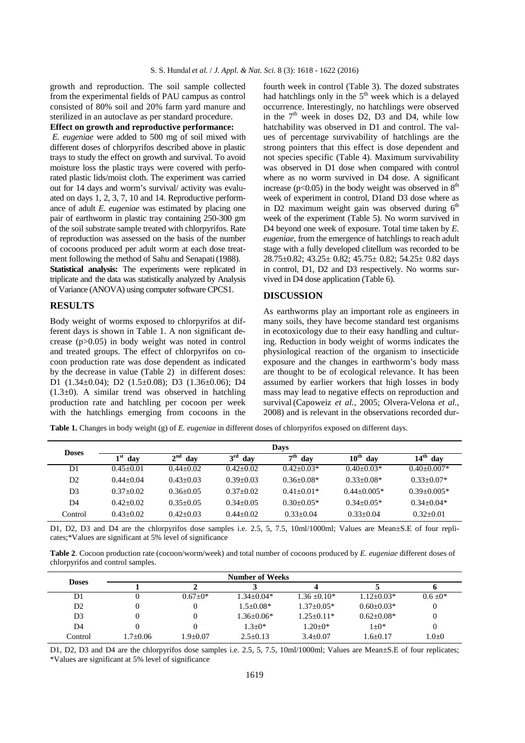growth and reproduction. The soil sample collected from the experimental fields of PAU campus as control consisted of 80% soil and 20% farm yard manure and sterilized in an autoclave as per standard procedure.

**Effect on growth and reproductive performance:** *E. eugeniae* were added to 500 mg of soil mixed with different doses of chlorpyrifos described above in plastic trays to study the effect on growth and survival. To avoid moisture loss the plastic trays were covered with perforated plastic lids/moist cloth. The experiment was carried out for 14 days and worm's survival/ activity was evaluated on days 1, 2, 3, 7, 10 and 14. Reproductive performance of adult *E. eugeniae* was estimated by placing one pair of earthworm in plastic tray containing 250-300 gm of the soil substrate sample treated with chlorpyrifos. Rate of reproduction was assessed on the basis of the number of cocoons produced per adult worm at each dose treatment following the method of Sahu and Senapati (1988).

**Statistical analysis:** The experiments were replicated in triplicate and the data was statistically analyzed by Analysis of Variance (ANOVA) using computer software CPCS1.

## RESULTS

Body weight of worms exposed to chlorpyrifos at different days is shown in Table 1. A non significant decrease ($p>0.05$) in body weight was noted in control and treated groups. The effect of chlorpyrifos on cocoon production rate was dose dependent as indicated by the decrease in value (Table 2) in different doses: D1 (1.34±0.04); D2 (1.5±0.08); D3 (1.36±0.06); D4 (1.3±0). A similar trend was observed in hatchling production rate and hatchling per cocoon per week with the hatchlings emerging from cocoons in the fourth week in control (Table 3). The dozed substrates had hatchlings only in the 5[th] week which is a delayed occurrence. Interestingly, no hatchlings were observed in the 7[th] week in doses D2, D3 and D4, while low hatchability was observed in D1 and control. The values of percentage survivability of hatchlings are the strong pointers that this effect is dose dependent and not species specific (Table 4). Maximum survivability was observed in D1 dose when compared with control where as no worm survived in D4 dose. A significant increase ($p<0.05$) in the body weight was observed in 8[th] week of experiment in control, D1and D3 dose where as in D2 maximum weight gain was observed during 6[th] week of the experiment (Table 5). No worm survived in D4 beyond one week of exposure. Total time taken by *E. eugeniae*, from the emergence of hatchlings to reach adult stage with a fully developed clitellum was recorded to be 28.75±0.82; 43.25± 0.82; 45.75± 0.82; 54.25± 0.82 days in control, D1, D2 and D3 respectively. No worms survived in D4 dose application (Table 6).

## DISCUSSION

As earthworms play an important role as engineers in many soils, they have become standard test organisms in ecotoxicology due to their easy handling and culturing. Reduction in body weight of worms indicates the physiological reaction of the organism to insecticide exposure and the changes in earthworm's body mass are thought to be of ecological relevance. It has been assumed by earlier workers that high losses in body mass may lead to negative effects on reproduction and survival (Capoweiz *et al.,* 2005; Olvera-Velona *et al.,* 2008) and is relevant in the observations recorded dur-

**Table 1.** Changes in body weight (g) of *E. eugeniae* in different doses of chlorpyrifos exposed on different days.

| Doses | Days | | | | | |
|---|---|---|---|---|---|---|
| | 1[st] day | 2[nd] day | 3[rd] day | 7[th] day | 10[th] day | 14[th] day |
| D1 | 0.45±0.01 | 0.44±0.02 | 0.42±0.02 | 0.42±0.03* | 0.40±0.03* | 0.40±0.007* |
| D2 | 0.44±0.04 | 0.43±0.03 | 0.39±0.03 | 0.36±0.08* | 0.33±0.08* | 0.33±0.07* |
| D3 | 0.37±0.02 | 0.36±0.05 | 0.37±0.02 | 0.41±0.01* | 0.44±0.005* | 0.39±0.005* |
| D4 | 0.42±0.02 | 0.35±0.05 | 0.34±0.05 | 0.30±0.05* | 0.34±0.05* | 0.34±0.04* |
| Control | 0.43±0.02 | 0.42±0.03 | 0.44±0.02 | 0.33±0.04 | 0.33±0.04 | 0.32±0.01 |

D1, D2, D3 and D4 are the chlorpyrifos dose samples i.e. 2.5, 5, 7.5, 10ml/1000ml; Values are Mean±S.E of four replicates;*Values are significant at 5% level of significance

**Table 2**. Cocoon production rate (cocoon/worm/week) and total number of cocoons produced by *E. eugeniae* different doses of chlorpyrifos and control samples.

| Doses | Number of Weeks | | | | | |
|---|---|---|---|---|---|---|
| | 1 | 2 | 3 | 4 | 5 | 6 |
| D1 | 0 | 0.67±0* | 1.34±0.04* | 1.36 ±0.10* | 1.12±0.03* | 0.6 ±0* |
| D2 | 0 | 0 | 1.5±0.08* | 1.37±0.05* | 0.60±0.03* | 0 |
| D3 | 0 | 0 | 1.36±0.06* | 1.25±0.11* | 0.62±0.08* | 0 |
| D4 | 0 | 0 | 1.3±0* | 1.20±0* | 1±0* | 0 |
| Control | 1.7±0.06 | 1.9±0.07 | 2.5±0.13 | 3.4±0.07 | 1.6±0.17 | 1.0±0 |

D1, D2, D3 and D4 are the chlorpyrifos dose samples i.e. 2.5, 5, 7.5, 10ml/1000ml; Values are Mean±S.E of four replicates; *Values are significant at 5% level of significance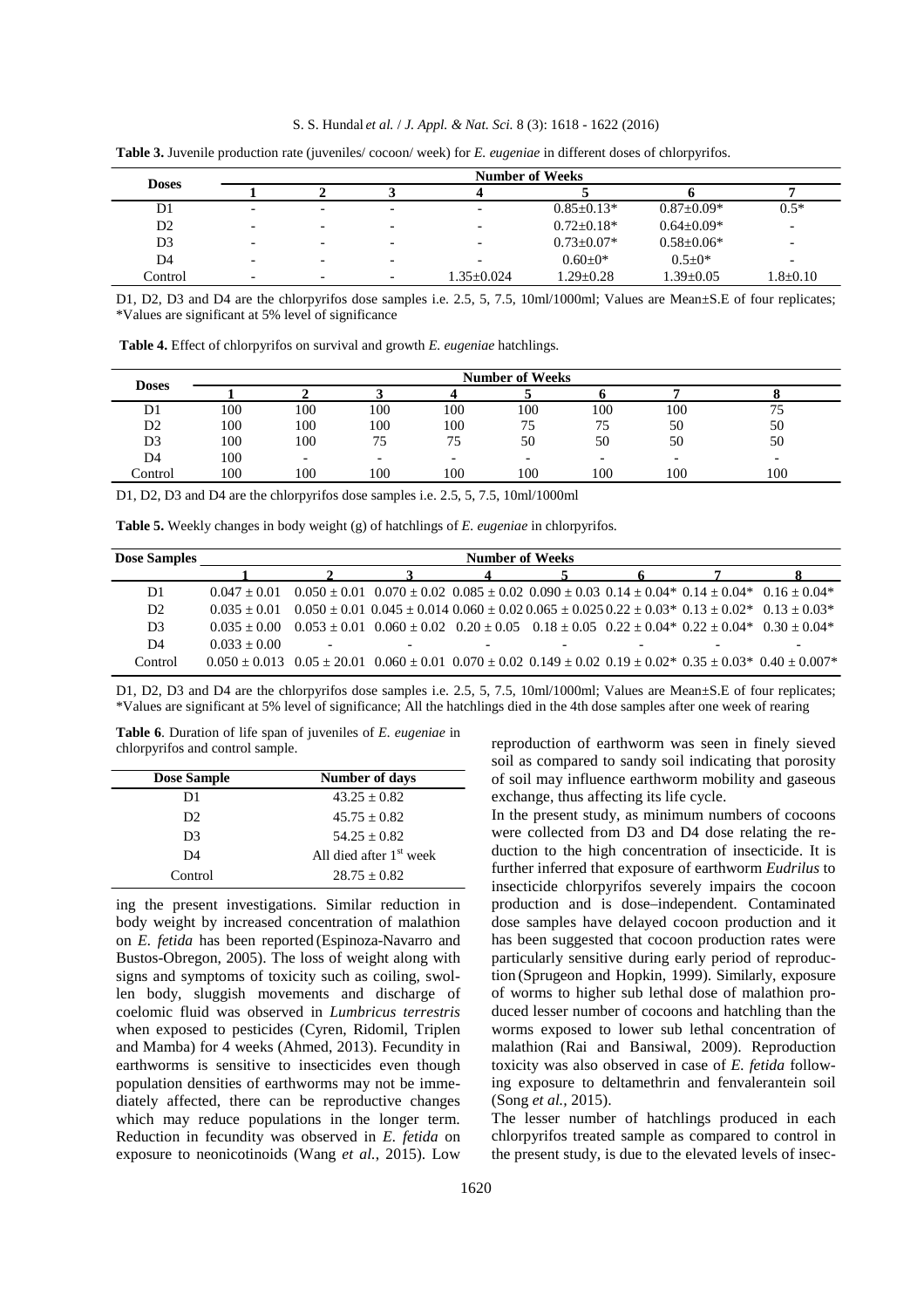**Table 3.** Juvenile production rate (juveniles/ cocoon/ week) for *E. eugeniae* in different doses of chlorpyrifos.

| Doses | Number of Weeks | | | | | | |
|---|---|---|---|---|---|---|---|
| | 1 | 2 | 3 | 4 | 5 | 6 | 7 |
| D1 | - | - | - | - | 0.85±0.13* | 0.87±0.09* | 0.5* |
| D2 | - | - | - | - | 0.72±0.18* | 0.64±0.09* | - |
| D3 | - | - | - | - | 0.73±0.07* | 0.58±0.06* | - |
| D4 | - | - | - | - | 0.60±0* | 0.5±0* | - |
| Control | - | - | - | 1.35±0.024 | 1.29±0.28 | 1.39±0.05 | 1.8±0.10 |

D1, D2, D3 and D4 are the chlorpyrifos dose samples i.e. 2.5, 5, 7.5, 10ml/1000ml; Values are Mean±S.E of four replicates; *Values are significant at 5% level of significance

**Table 4.** Effect of chlorpyrifos on survival and growth *E. eugeniae* hatchlings.

| Doses | Number of Weeks | | | | | | | |
|---|---|---|---|---|---|---|---|---|
| | 1 | 2 | 3 | 4 | 5 | 6 | 7 | 8 |
| D1 | 100 | 100 | 100 | 100 | 100 | 100 | 100 | 75 |
| D2 | 100 | 100 | 100 | 100 | 75 | 75 | 50 | 50 |
| D3 | 100 | 100 | 75 | 75 | 50 | 50 | 50 | 50 |
| D4 | 100 | - | - | - | - | - | - | - |
| Control | 100 | 100 | 100 | 100 | 100 | 100 | 100 | 100 |

D1, D2, D3 and D4 are the chlorpyrifos dose samples i.e. 2.5, 5, 7.5, 10ml/1000ml

**Table 5.** Weekly changes in body weight (g) of hatchlings of *E. eugeniae* in chlorpyrifos.

| Dose Samples | Number of Weeks | | | | | | | |
|---|---|---|---|---|---|---|---|---|
| | 1 | 2 | 3 | 4 | 5 | 6 | 7 | 8 |
| D1 | 0.047 ± 0.01 | 0.050 ± 0.01 | 0.070 ± 0.02 | 0.085 ± 0.02 | 0.090 ± 0.03 | 0.14 ± 0.04* | 0.14 ± 0.04* | 0.16 ± 0.04* |
| D2 | 0.035 ± 0.01 | 0.050 ± 0.01 | 0.045 ± 0.014 | 0.060 ± 0.02 | 0.065 ± 0.025 | 0.22 ± 0.03* | 0.13 ± 0.02* | 0.13 ± 0.03* |
| D3 | 0.035 ± 0.00 | 0.053 ± 0.01 | 0.060 ± 0.02 | 0.20 ± 0.05 | 0.18 ± 0.05 | 0.22 ± 0.04* | 0.22 ± 0.04* | 0.30 ± 0.04* |
| D4 | 0.033 ± 0.00 | - | - | - | - | - | - | - |
| Control | 0.050 ± 0.013 | 0.05 ± 20.01 | 0.060 ± 0.01 | 0.070 ± 0.02 | 0.149 ± 0.02 | 0.19 ± 0.02* | 0.35 ± 0.03* | 0.40 ± 0.007* |

D1, D2, D3 and D4 are the chlorpyrifos dose samples i.e. 2.5, 5, 7.5, 10ml/1000ml; Values are Mean±S.E of four replicates; *Values are significant at 5% level of significance; All the hatchlings died in the 4th dose samples after one week of rearing

**Table 6**. Duration of life span of juveniles of *E. eugeniae* in chlorpyrifos and control sample.

| Dose Sample | Number of days |
|---|---|
| D1 | 43.25 ± 0.82 |
| D2 | 45.75 ± 0.82 |
| D3 | 54.25 ± 0.82 |
| D4 | All died after 1st week |
| Control | 28.75 ± 0.82 |

ing the present investigations. Similar reduction in body weight by increased concentration of malathion on *E. fetida* has been reported (Espinoza-Navarro and Bustos-Obregon, 2005). The loss of weight along with signs and symptoms of toxicity such as coiling, swollen body, sluggish movements and discharge of coelomic fluid was observed in *Lumbricus terrestris* when exposed to pesticides (Cyren, Ridomil, Triplen and Mamba) for 4 weeks (Ahmed, 2013). Fecundity in earthworms is sensitive to insecticides even though population densities of earthworms may not be immediately affected, there can be reproductive changes which may reduce populations in the longer term. Reduction in fecundity was observed in *E. fetida* on exposure to neonicotinoids (Wang *et al.*, 2015). Low reproduction of earthworm was seen in finely sieved soil as compared to sandy soil indicating that porosity of soil may influence earthworm mobility and gaseous exchange, thus affecting its life cycle.

In the present study, as minimum numbers of cocoons were collected from D3 and D4 dose relating the reduction to the high concentration of insecticide. It is further inferred that exposure of earthworm *Eudrilus* to insecticide chlorpyrifos severely impairs the cocoon production and is dose–independent. Contaminated dose samples have delayed cocoon production and it has been suggested that cocoon production rates were particularly sensitive during early period of reproduction (Sprugeon and Hopkin, 1999). Similarly, exposure of worms to higher sub lethal dose of malathion produced lesser number of cocoons and hatchling than the worms exposed to lower sub lethal concentration of malathion (Rai and Bansiwal, 2009). Reproduction toxicity was also observed in case of *E. fetida* following exposure to deltamethrin and fenvalerantein soil (Song *et al.,* 2015).

The lesser number of hatchlings produced in each chlorpyrifos treated sample as compared to control in the present study, is due to the elevated levels of insec-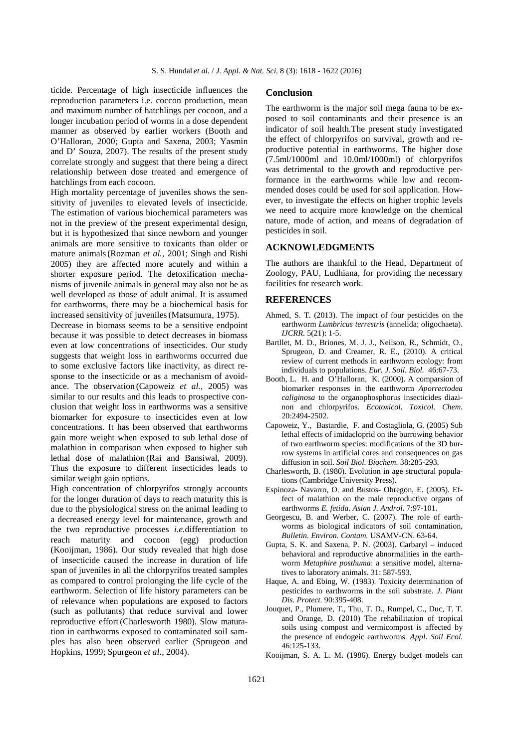ticide. Percentage of high insecticide influences the reproduction parameters i.e. coccon production, mean and maximum number of hatchlings per cocoon, and a longer incubation period of worms in a dose dependent manner as observed by earlier workers (Booth and O'Halloran, 2000; Gupta and Saxena, 2003; Yasmin and D' Souza, 2007). The results of the present study correlate strongly and suggest that there being a direct relationship between dose treated and emergence of hatchlings from each cocoon.

High mortality percentage of juveniles shows the sensitivity of juveniles to elevated levels of insecticide. The estimation of various biochemical parameters was not in the preview of the present experimental design, but it is hypothesized that since newborn and younger animals are more sensitive to toxicants than older or mature animals (Rozman *et al.*, 2001; Singh and Rishi 2005) they are affected more acutely and within a shorter exposure period. The detoxification mechanisms of juvenile animals in general may also not be as well developed as those of adult animal. It is assumed for earthworms, there may be a biochemical basis for increased sensitivity of juveniles (Matsumura, 1975).

Decrease in biomass seems to be a sensitive endpoint because it was possible to detect decreases in biomass even at low concentrations of insecticides. Our study suggests that weight loss in earthworms occurred due to some exclusive factors like inactivity, as direct response to the insecticide or as a mechanism of avoidance. The observation (Capoweiz *et al.*, 2005) was similar to our results and this leads to prospective conclusion that weight loss in earthworms was a sensitive biomarker for exposure to insecticides even at low concentrations. It has been observed that earthworms gain more weight when exposed to sub lethal dose of malathion in comparison when exposed to higher sub lethal dose of malathion (Rai and Bansiwal, 2009). Thus the exposure to different insecticides leads to similar weight gain options.

High concentration of chlorpyrifos strongly accounts for the longer duration of days to reach maturity this is due to the physiological stress on the animal leading to a decreased energy level for maintenance, growth and the two reproductive processes *i.e.*differentiation to reach maturity and cocoon (egg) production (Kooijman, 1986). Our study revealed that high dose of insecticide caused the increase in duration of life span of juveniles in all the chlorpyrifos treated samples as compared to control prolonging the life cycle of the earthworm. Selection of life history parameters can be of relevance when populations are exposed to factors (such as pollutants) that reduce survival and lower reproductive effort (Charlesworth 1980). Slow maturation in earthworms exposed to contaminated soil samples has also been observed earlier (Sprugeon and Hopkins, 1999; Spurgeon *et al.*, 2004).

## Conclusion

The earthworm is the major soil mega fauna to be exposed to soil contaminants and their presence is an indicator of soil health.The present study investigated the effect of chlorpyrifos on survival, growth and reproductive potential in earthworms. The higher dose (7.5ml/1000ml and 10.0ml/1000ml) of chlorpyrifos was detrimental to the growth and reproductive performance in the earthworms while low and recommended doses could be used for soil application. However, to investigate the effects on higher trophic levels we need to acquire more knowledge on the chemical nature, mode of action, and means of degradation of pesticides in soil.

## ACKNOWLEDGMENTS

The authors are thankful to the Head, Department of Zoology, PAU, Ludhiana, for providing the necessary facilities for research work.

## REFERENCES

- Ahmed, S. T. (2013). The impact of four pesticides on the earthworm *Lumbricus terrestris* (annelida; oligochaeta). *IJCRR*. 5(21): 1-5.
- Bartllet, M. D., Briones, M. J. J., Neilson, R., Schmidt, O., Sprugeon, D. and Creamer, R. E., (2010). A critical review of current methods in earthworm ecology: from individuals to populations. *Eur. J. Soil. Biol.* 46:67-73.
- Booth, L. H. and O'Halloran, K. (2000). A comparsion of biomarker responses in the earthworm *Aporrectodea caliginosa* to the organophosphorus insecticides diazinon and chlorpyrifos. *Ecotoxicol. Toxicol. Chem.* 20:2494-2502.
- Capoweiz, Y., Bastardie, F. and Costagliola, G. (2005) Sub lethal effects of imidacloprid on the burrowing behavior of two earthworm species: modifications of the 3D burrow systems in artificial cores and consequences on gas diffusion in soil. *Soil Biol. Biochem.* 38:285-293.
- Charlesworth, B. (1980). Evolution in age structural populations (Cambridge University Press).
- Espinoza- Navarro, O. and Bustos- Obregon, E. (2005). Effect of malathion on the male reproductive organs of earthworms *E. fetida*. *Asian J. Androl.* 7:97-101.
- Georgescu, B. and Werber, C. (2007). The role of earthworms as biological indicators of soil contamination, *Bulletin. Environ. Contam.* USAMV-CN. 63-64.
- Gupta, S. K. and Saxena, P. N. (2003). Carbaryl – induced behavioral and reproductive abnormalities in the earthworm *Metaphire posthuma*: a sensitive model, alternatives to laboratory animals. 31: 587-593.
- Haque, A. and Ebing, W. (1983). Toxicity determination of pesticides to earthworms in the soil substrate. *J. Plant Dis. Protect.* 90:395-408.
- Jouquet, P., Plumere, T., Thu, T. D., Rumpel, C., Duc, T. T. and Orange, D. (2010) The rehabilitation of tropical soils using compost and vermicompost is affected by the presence of endogeic earthworms. *Appl. Soil Ecol.* 46:125-133.
- Kooijman, S. A. L. M. (1986). Energy budget models can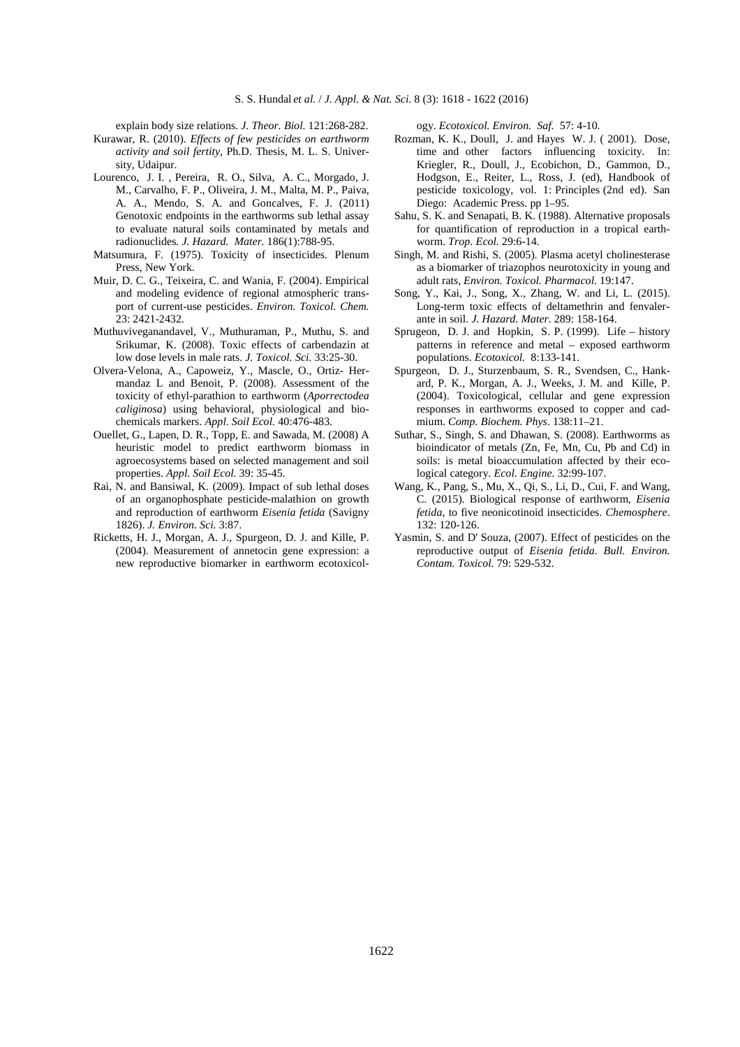explain body size relations. *J. Theor. Biol.* 121:268-282.

Kurawar, R. (2010). *Effects of few pesticides on earthworm activity and soil fertity*, Ph.D. Thesis, M. L. S. University, Udaipur.

Lourenco, J. I. , Pereira, R. O., Silva, A. C., Morgado, J. M., Carvalho, F. P., Oliveira, J. M., Malta, M. P., Paiva, A. A., Mendo, S. A. and Goncalves, F. J. (2011) Genotoxic endpoints in the earthworms sub lethal assay to evaluate natural soils contaminated by metals and radionuclides*. J. Hazard. Mater.* 186(1):788-95.

Matsumura, F. (1975). Toxicity of insecticides. Plenum Press, New York.

Muir, D. C. G., Teixeira, C. and Wania, F. (2004). Empirical and modeling evidence of regional atmospheric transport of current-use pesticides. *Environ. Toxicol. Chem.* 23: 2421-2432.

Muthuviveganandavel, V., Muthuraman, P., Muthu, S. and Srikumar, K. (2008). Toxic effects of carbendazin at low dose levels in male rats. *J. Toxicol. Sci.* 33:25-30.

Olvera-Velona, A., Capoweiz, Y., Mascle, O., Ortiz- Hermandaz L and Benoit, P. (2008). Assessment of the toxicity of ethyl-parathion to earthworm (*Aporrectodea caliginosa*) using behavioral, physiological and biochemicals markers. *Appl. Soil Ecol.* 40:476-483.

Ouellet, G., Lapen, D. R., Topp, E. and Sawada, M. (2008) A heuristic model to predict earthworm biomass in agroecosystems based on selected management and soil properties. *Appl. Soil Ecol.* 39: 35-45.

Rai, N. and Bansiwal, K. (2009). Impact of sub lethal doses of an organophosphate pesticide-malathion on growth and reproduction of earthworm *Eisenia fetida* (Savigny 1826). *J. Environ. Sci.* 3:87.

Ricketts, H. J., Morgan, A. J., Spurgeon, D. J. and Kille, P. (2004). Measurement of annetocin gene expression: a new reproductive biomarker in earthworm ecotoxicology. *Ecotoxicol. Environ. Saf.* 57: 4-10.

Rozman, K. K., Doull, J. and Hayes W. J. ( 2001). Dose, time and other factors influencing toxicity. In: Kriegler, R., Doull, J., Ecobichon, D., Gammon, D., Hodgson, E., Reiter, L., Ross, J. (ed), Handbook of pesticide toxicology, vol. 1: Principles (2nd ed). San Diego: Academic Press. pp 1–95.

Sahu, S. K. and Senapati, B. K. (1988). Alternative proposals for quantification of reproduction in a tropical earthworm. *Trop. Ecol.* 29:6-14.

Singh, M. and Rishi, S. (2005). Plasma acetyl cholinesterase as a biomarker of triazophos neurotoxicity in young and adult rats, *Environ. Toxicol. Pharmacol.* 19:147.

Song, Y., Kai, J., Song, X., Zhang, W. and Li, L. (2015). Long-term toxic effects of deltamethrin and fenvalerante in soil. *J. Hazard. Mater*. 289: 158-164.

Sprugeon, D. J. and Hopkin, S. P. (1999). Life – history patterns in reference and metal – exposed earthworm populations. *Ecotoxicol.* 8:133-141.

Spurgeon, D. J., Sturzenbaum, S. R., Svendsen, C., Hankard, P. K., Morgan, A. J., Weeks, J. M. and Kille, P. (2004). Toxicological, cellular and gene expression responses in earthworms exposed to copper and cadmium. *Comp. Biochem. Phys*. 138:11–21.

Suthar, S., Singh, S. and Dhawan, S. (2008). Earthworms as bioindicator of metals (Zn, Fe, Mn, Cu, Pb and Cd) in soils: is metal bioaccumulation affected by their ecological category. *Ecol. Engine.* 32:99-107.

Wang, K., Pang, S., Mu, X., Qi, S., Li, D., Cui, F. and Wang, C. (2015). Biological response of earthworm, *Eisenia fetida*, to five neonicotinoid insecticides. *Chemosphere*. 132: 120-126.

Yasmin, S. and D' Souza, (2007). Effect of pesticides on the reproductive output of *Eisenia fetida*. *Bull. Environ. Contam. Toxicol.* 79: 529-532.